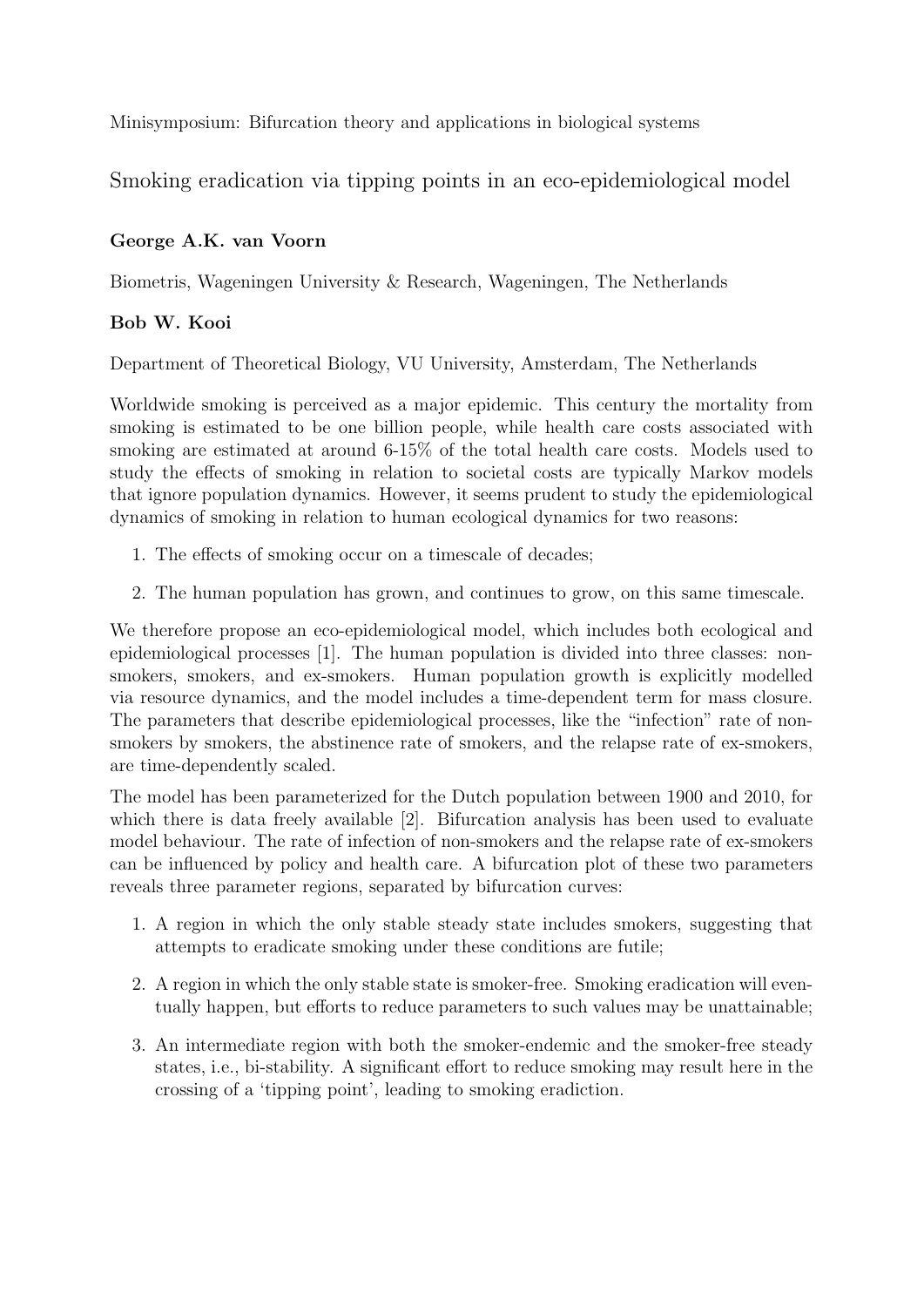Minisymposium: Bifurcation theory and applications in biological systems

# Smoking eradication via tipping points in an eco-epidemiological model

**George A.K. van Voorn**

Biometris, Wageningen University & Research, Wageningen, The Netherlands

**Bob W. Kooi**

Department of Theoretical Biology, VU University, Amsterdam, The Netherlands

Worldwide smoking is perceived as a major epidemic. This century the mortality from smoking is estimated to be one billion people, while health care costs associated with smoking are estimated at around 6-15% of the total health care costs. Models used to study the effects of smoking in relation to societal costs are typically Markov models that ignore population dynamics. However, it seems prudent to study the epidemiological dynamics of smoking in relation to human ecological dynamics for two reasons:

1. The effects of smoking occur on a timescale of decades;
2. The human population has grown, and continues to grow, on this same timescale.

We therefore propose an eco-epidemiological model, which includes both ecological and epidemiological processes [1]. The human population is divided into three classes: non-smokers, smokers, and ex-smokers. Human population growth is explicitly modelled via resource dynamics, and the model includes a time-dependent term for mass closure. The parameters that describe epidemiological processes, like the "infection" rate of non-smokers by smokers, the abstinence rate of smokers, and the relapse rate of ex-smokers, are time-dependently scaled.

The model has been parameterized for the Dutch population between 1900 and 2010, for which there is data freely available [2]. Bifurcation analysis has been used to evaluate model behaviour. The rate of infection of non-smokers and the relapse rate of ex-smokers can be influenced by policy and health care. A bifurcation plot of these two parameters reveals three parameter regions, separated by bifurcation curves:

1. A region in which the only stable steady state includes smokers, suggesting that attempts to eradicate smoking under these conditions are futile;
2. A region in which the only stable state is smoker-free. Smoking eradication will eventually happen, but efforts to reduce parameters to such values may be unattainable;
3. An intermediate region with both the smoker-endemic and the smoker-free steady states, i.e., bi-stability. A significant effort to reduce smoking may result here in the crossing of a 'tipping point', leading to smoking eradiction.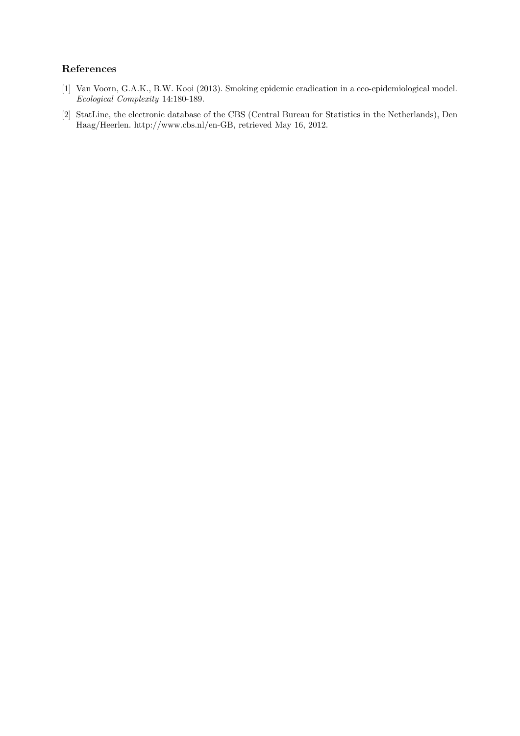## References

[1] Van Voorn, G.A.K., B.W. Kooi (2013). Smoking epidemic eradication in a eco-epidemiological model. *Ecological Complexity* 14:180-189.

[2] StatLine, the electronic database of the CBS (Central Bureau for Statistics in the Netherlands), Den Haag/Heerlen. http://www.cbs.nl/en-GB, retrieved May 16, 2012.